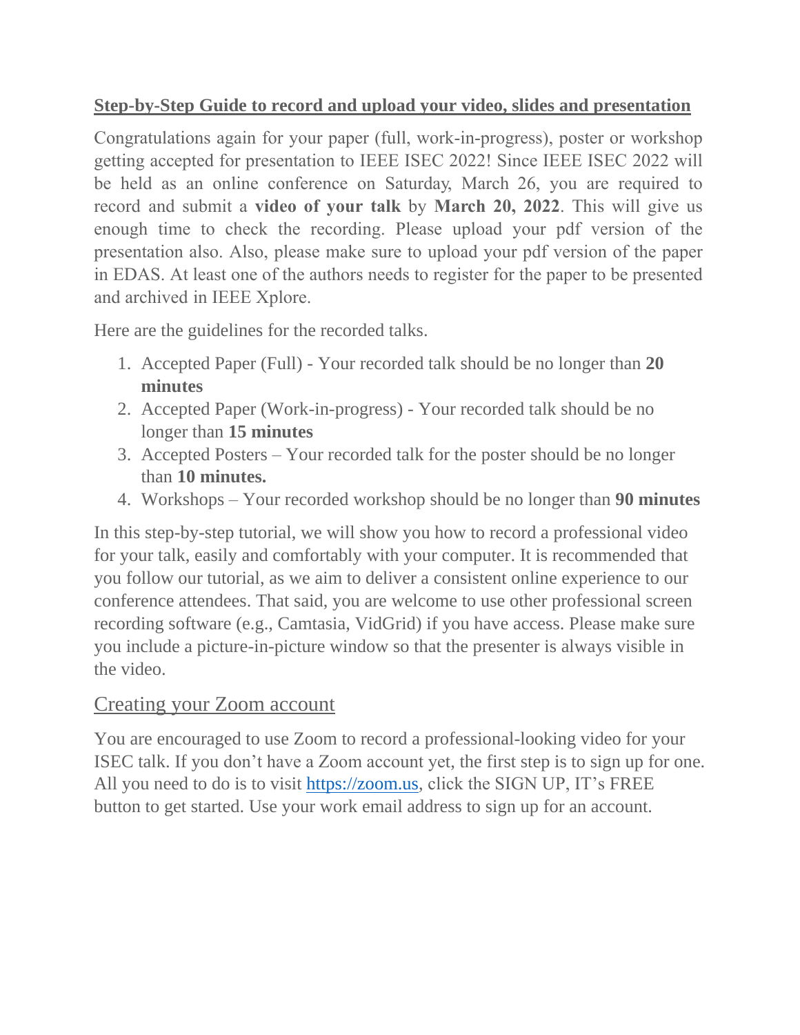## Step-by-Step Guide to record and upload your video, slides and presentation

Congratulations again for your paper (full, work-in-progress), poster or workshop getting accepted for presentation to IEEE ISEC 2022! Since IEEE ISEC 2022 will be held as an online conference on Saturday, March 26, you are required to record and submit a **video of your talk** by **March 20, 2022**. This will give us enough time to check the recording. Please upload your pdf version of the presentation also. Also, please make sure to upload your pdf version of the paper in EDAS. At least one of the authors needs to register for the paper to be presented and archived in IEEE Xplore.

Here are the guidelines for the recorded talks.

1. Accepted Paper (Full) - Your recorded talk should be no longer than **20 minutes**
2. Accepted Paper (Work-in-progress) - Your recorded talk should be no longer than **15 minutes**
3. Accepted Posters – Your recorded talk for the poster should be no longer than **10 minutes.**
4. Workshops – Your recorded workshop should be no longer than **90 minutes**

In this step-by-step tutorial, we will show you how to record a professional video for your talk, easily and comfortably with your computer. It is recommended that you follow our tutorial, as we aim to deliver a consistent online experience to our conference attendees. That said, you are welcome to use other professional screen recording software (e.g., Camtasia, VidGrid) if you have access. Please make sure you include a picture-in-picture window so that the presenter is always visible in the video.

### Creating your Zoom account

You are encouraged to use Zoom to record a professional-looking video for your ISEC talk. If you don't have a Zoom account yet, the first step is to sign up for one. All you need to do is to visit https://zoom.us, click the SIGN UP, IT's FREE button to get started. Use your work email address to sign up for an account.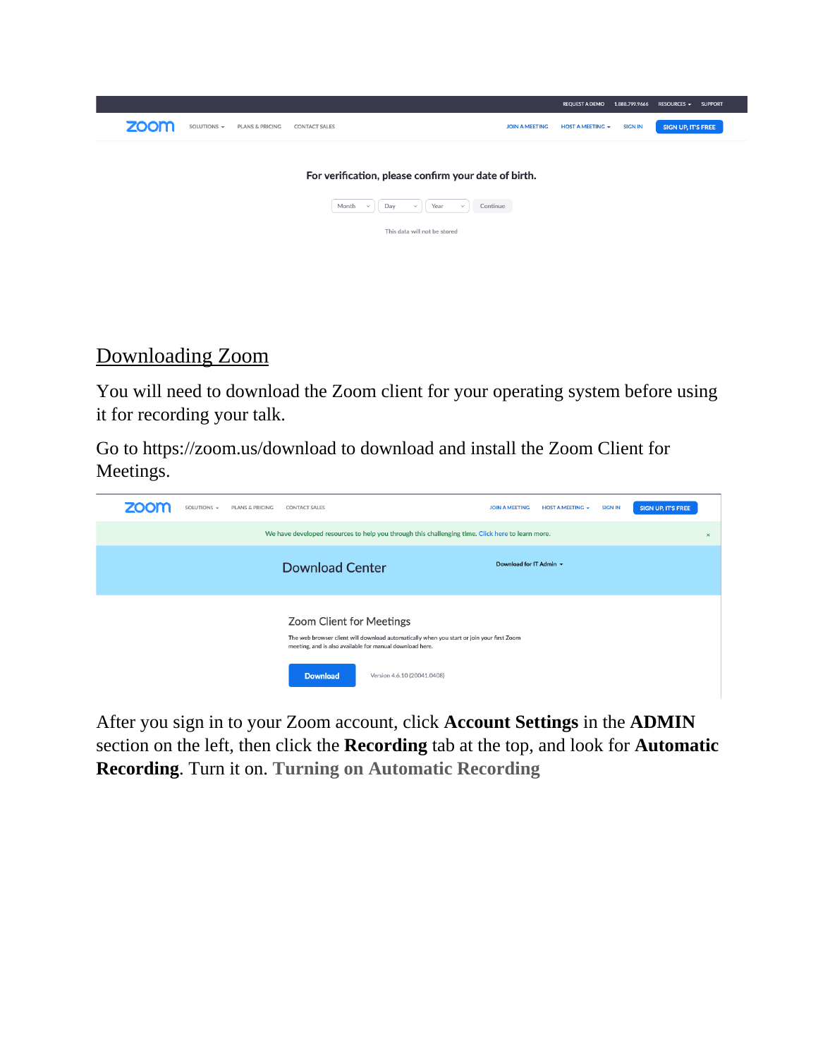## Downloading Zoom

You will need to download the Zoom client for your operating system before using it for recording your talk.

Go to https://zoom.us/download to download and install the Zoom Client for Meetings.

After you sign in to your Zoom account, click **Account Settings** in the **ADMIN** section on the left, then click the **Recording** tab at the top, and look for **Automatic Recording**. Turn it on. **Turning on Automatic Recording**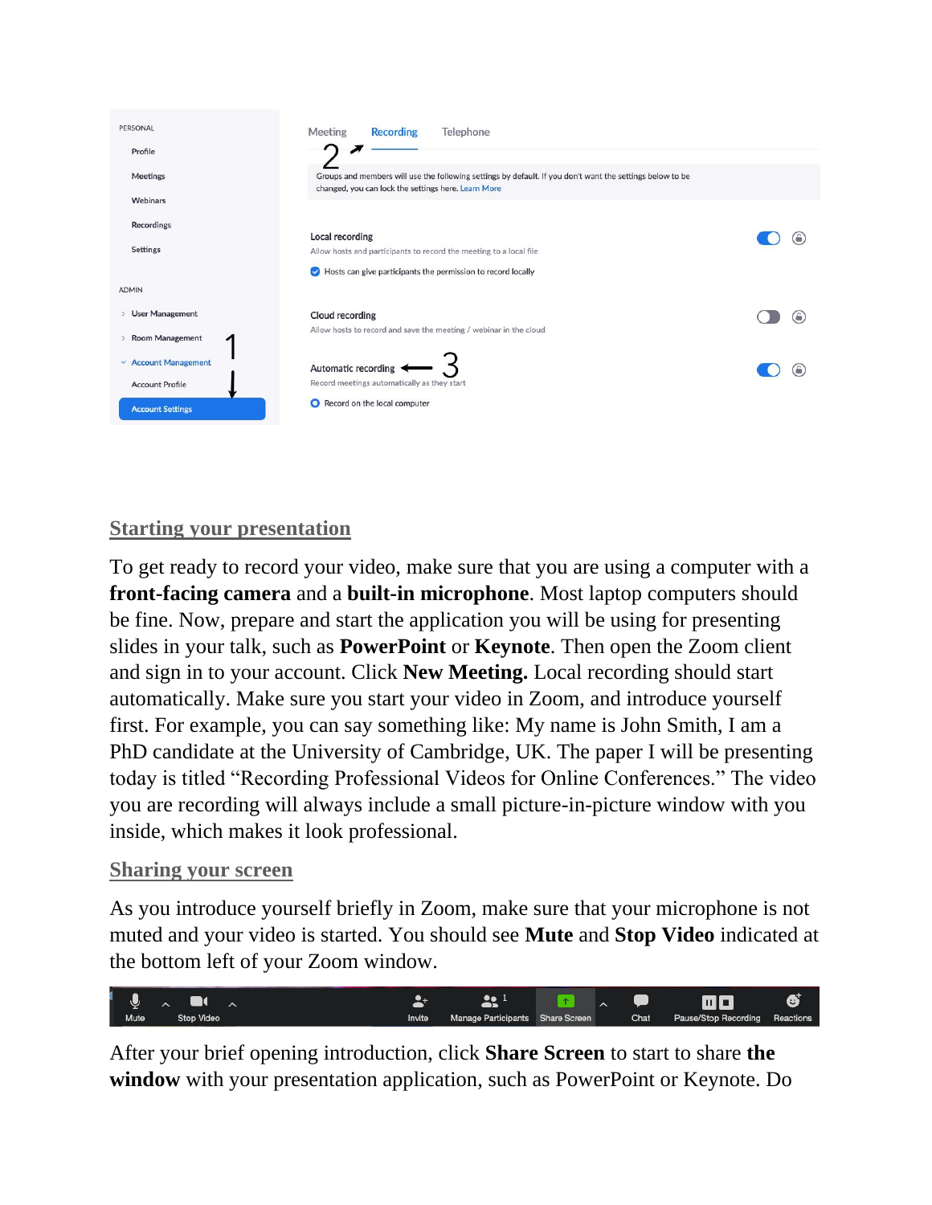## Starting your presentation

To get ready to record your video, make sure that you are using a computer with a **front-facing camera** and a **built-in microphone**. Most laptop computers should be fine. Now, prepare and start the application you will be using for presenting slides in your talk, such as **PowerPoint** or **Keynote**. Then open the Zoom client and sign in to your account. Click **New Meeting.** Local recording should start automatically. Make sure you start your video in Zoom, and introduce yourself first. For example, you can say something like: My name is John Smith, I am a PhD candidate at the University of Cambridge, UK. The paper I will be presenting today is titled "Recording Professional Videos for Online Conferences." The video you are recording will always include a small picture-in-picture window with you inside, which makes it look professional.

## Sharing your screen

As you introduce yourself briefly in Zoom, make sure that your microphone is not muted and your video is started. You should see **Mute** and **Stop Video** indicated at the bottom left of your Zoom window.

After your brief opening introduction, click **Share Screen** to start to share **the window** with your presentation application, such as PowerPoint or Keynote. Do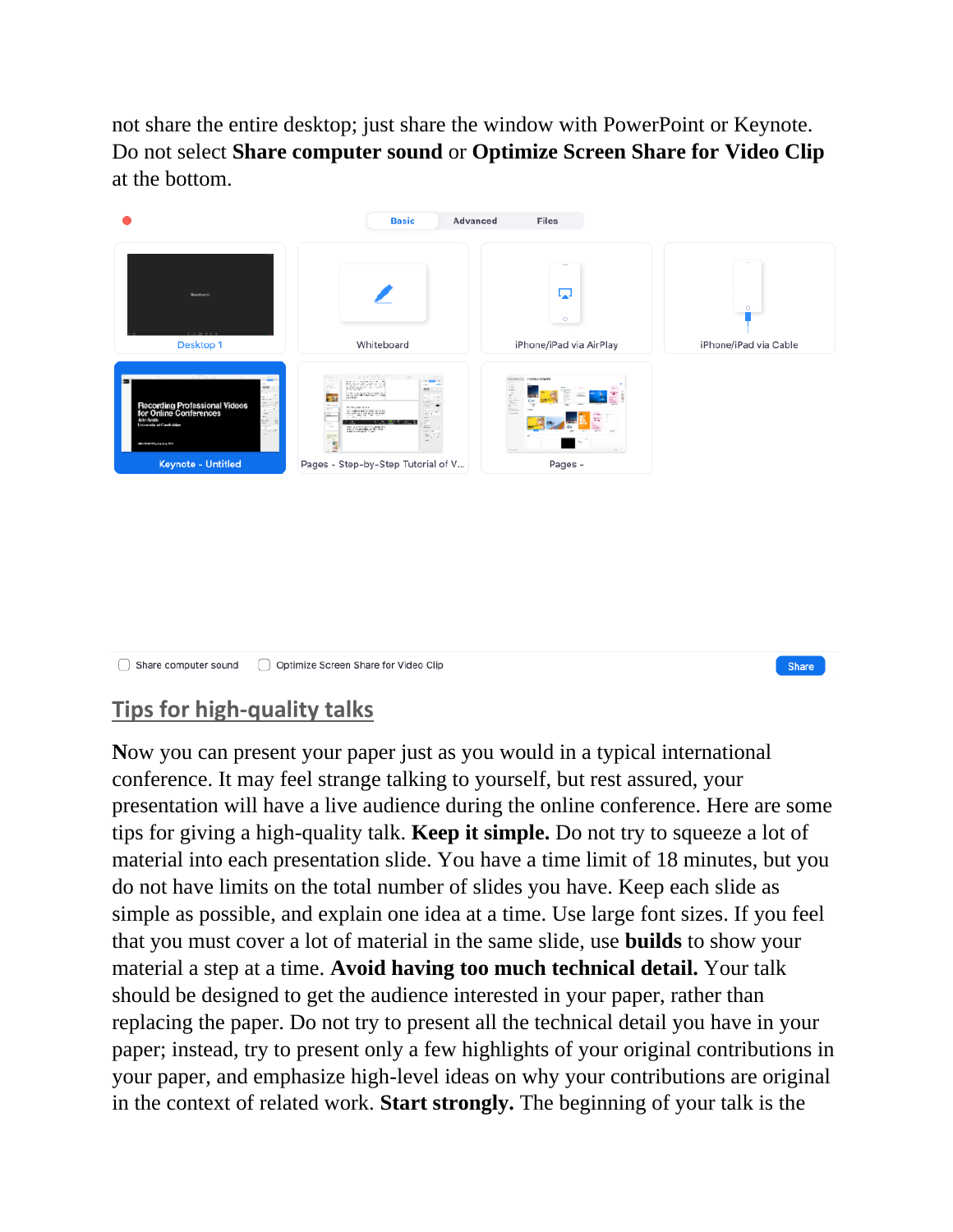not share the entire desktop; just share the window with PowerPoint or Keynote. Do not select **Share computer sound** or **Optimize Screen Share for Video Clip** at the bottom.

## Tips for high-quality talks

Now you can present your paper just as you would in a typical international conference. It may feel strange talking to yourself, but rest assured, your presentation will have a live audience during the online conference. Here are some tips for giving a high-quality talk. **Keep it simple.** Do not try to squeeze a lot of material into each presentation slide. You have a time limit of 18 minutes, but you do not have limits on the total number of slides you have. Keep each slide as simple as possible, and explain one idea at a time. Use large font sizes. If you feel that you must cover a lot of material in the same slide, use **builds** to show your material a step at a time. **Avoid having too much technical detail.** Your talk should be designed to get the audience interested in your paper, rather than replacing the paper. Do not try to present all the technical detail you have in your paper; instead, try to present only a few highlights of your original contributions in your paper, and emphasize high-level ideas on why your contributions are original in the context of related work. **Start strongly.** The beginning of your talk is the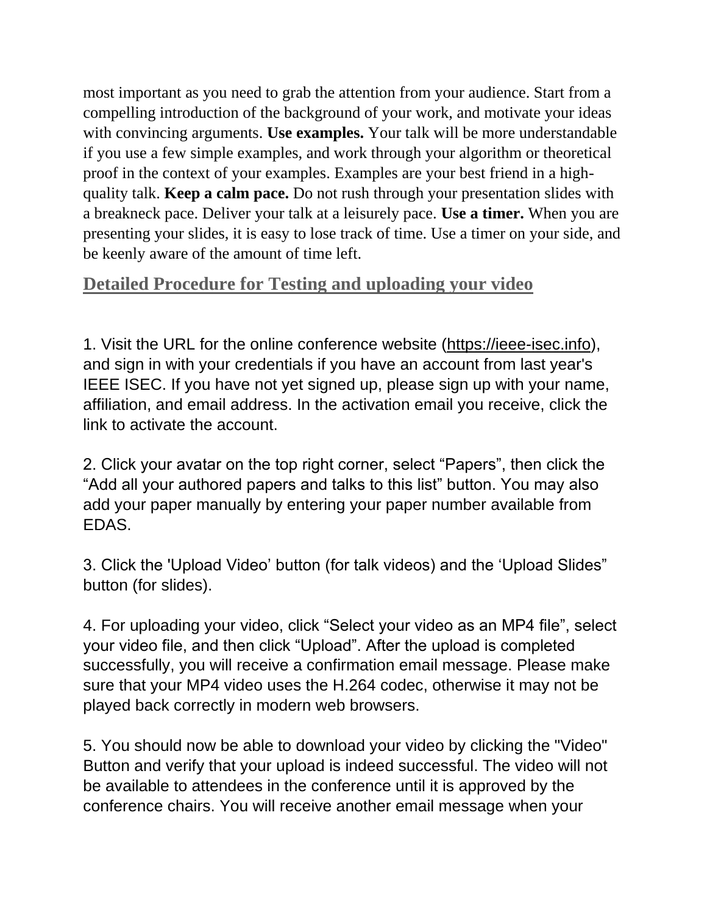most important as you need to grab the attention from your audience. Start from a compelling introduction of the background of your work, and motivate your ideas with convincing arguments. **Use examples.** Your talk will be more understandable if you use a few simple examples, and work through your algorithm or theoretical proof in the context of your examples. Examples are your best friend in a high-quality talk. **Keep a calm pace.** Do not rush through your presentation slides with a breakneck pace. Deliver your talk at a leisurely pace. **Use a timer.** When you are presenting your slides, it is easy to lose track of time. Use a timer on your side, and be keenly aware of the amount of time left.

## Detailed Procedure for Testing and uploading your video

1. Visit the URL for the online conference website (https://ieee-isec.info), and sign in with your credentials if you have an account from last year's IEEE ISEC. If you have not yet signed up, please sign up with your name, affiliation, and email address. In the activation email you receive, click the link to activate the account.

2. Click your avatar on the top right corner, select “Papers”, then click the “Add all your authored papers and talks to this list” button. You may also add your paper manually by entering your paper number available from EDAS.

3. Click the 'Upload Video’ button (for talk videos) and the ‘Upload Slides” button (for slides).

4. For uploading your video, click “Select your video as an MP4 file”, select your video file, and then click “Upload”. After the upload is completed successfully, you will receive a confirmation email message. Please make sure that your MP4 video uses the H.264 codec, otherwise it may not be played back correctly in modern web browsers.

5. You should now be able to download your video by clicking the "Video" Button and verify that your upload is indeed successful. The video will not be available to attendees in the conference until it is approved by the conference chairs. You will receive another email message when your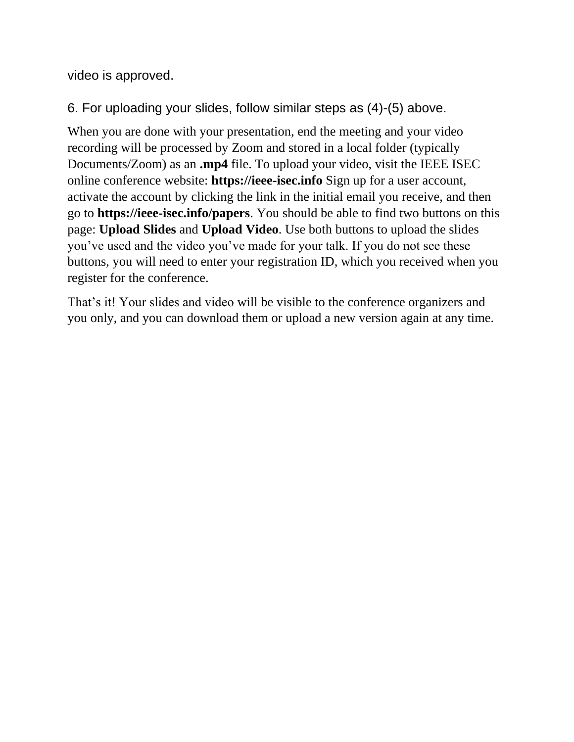video is approved.

6. For uploading your slides, follow similar steps as (4)-(5) above.

When you are done with your presentation, end the meeting and your video recording will be processed by Zoom and stored in a local folder (typically Documents/Zoom) as an **.mp4** file. To upload your video, visit the IEEE ISEC online conference website: **https://ieee-isec.info** Sign up for a user account, activate the account by clicking the link in the initial email you receive, and then go to **https://ieee-isec.info/papers**. You should be able to find two buttons on this page: **Upload Slides** and **Upload Video**. Use both buttons to upload the slides you've used and the video you've made for your talk. If you do not see these buttons, you will need to enter your registration ID, which you received when you register for the conference.

That's it! Your slides and video will be visible to the conference organizers and you only, and you can download them or upload a new version again at any time.